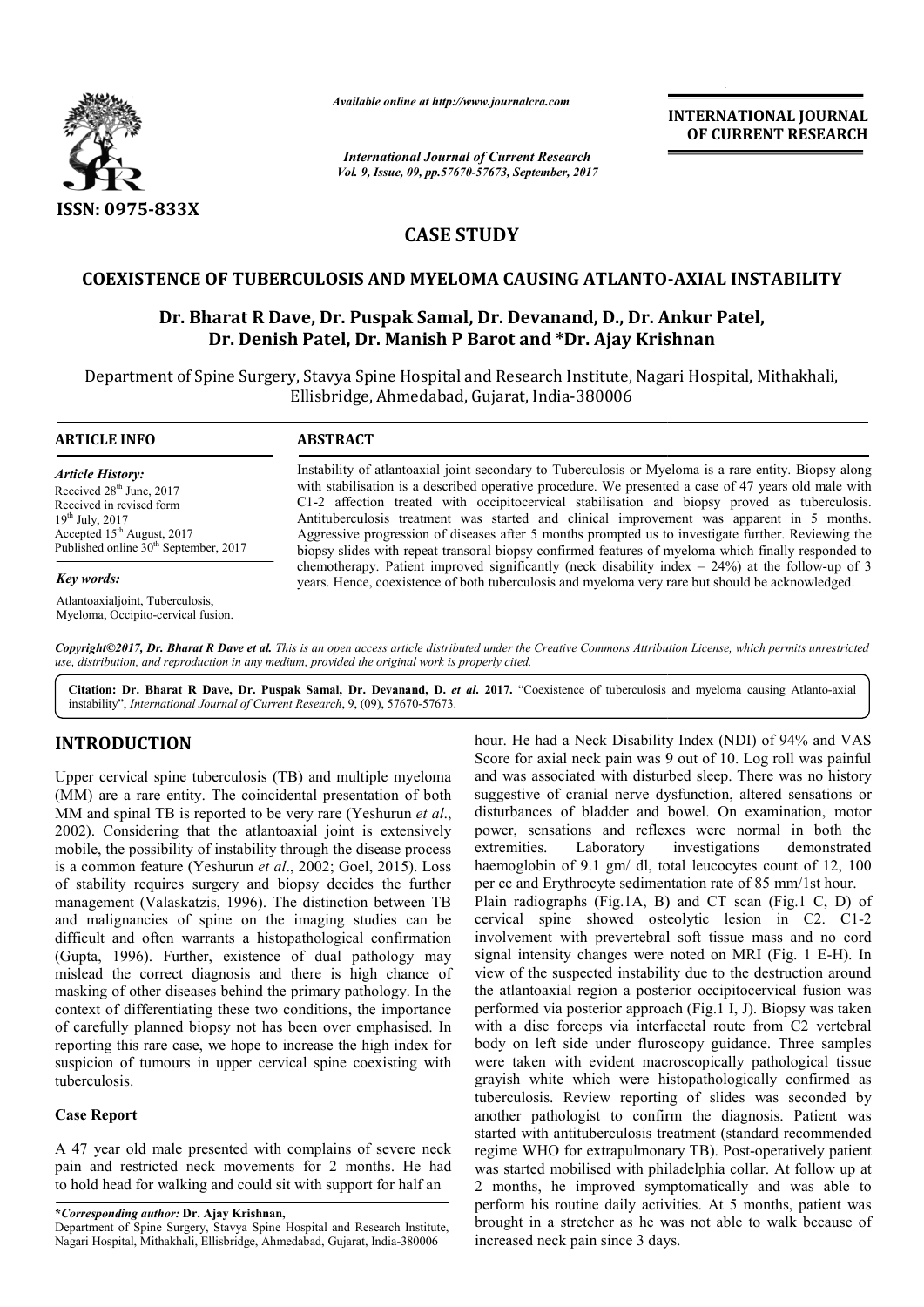# CASE STUDY

## COEXISTENCE OF TUBERCULOSIS AND MYELOMA CAUSING ATLANTO-AXIAL INSTABILITY

**Dr. Bharat R Dave, Dr. Puspak Samal, Dr. Devanand, D., Dr. Ankur Patel, Dr. Denish Patel, Dr. Manish P Barot and \*Dr. Ajay Krishnan**

Department of Spine Surgery, Stavya Spine Hospital and Research Institute, Nagari Hospital, Mithakhali, Ellisbridge, Ahmedabad, Gujarat, India-380006

### ARTICLE INFO

*Article History:*

Received 28[th] June, 2017
Received in revised form 19[th] July, 2017
Accepted 15[th] August, 2017
Published online 30[th] September, 2017

*Key words:*

Atlantoaxialjoint, Tuberculosis, Myeloma, Occipito-cervical fusion.

### ABSTRACT

Instability of atlantoaxial joint secondary to Tuberculosis or Myeloma is a rare entity. Biopsy along with stabilisation is a described operative procedure. We presented a case of 47 years old male with C1-2 affection treated with occipitocervical stabilisation and biopsy proved as tuberculosis. Antituberculosis treatment was started and clinical improvement was apparent in 5 months. Aggressive progression of diseases after 5 months prompted us to investigate further. Reviewing the biopsy slides with repeat transoral biopsy confirmed features of myeloma which finally responded to chemotherapy. Patient improved significantly (neck disability index = 24%) at the follow-up of 3 years. Hence, coexistence of both tuberculosis and myeloma very rare but should be acknowledged.

*Copyright©2017, Dr. Bharat R Dave et al. This is an open access article distributed under the Creative Commons Attribution License, which permits unrestricted use, distribution, and reproduction in any medium, provided the original work is properly cited.*

**Citation: Dr. Bharat R Dave, Dr. Puspak Samal, Dr. Devanand, D.** ***et al.*** **2017.** "Coexistence of tuberculosis and myeloma causing Atlanto-axial instability", *International Journal of Current Research*, 9, (09), 57670-57673.

## INTRODUCTION

Upper cervical spine tuberculosis (TB) and multiple myeloma (MM) are a rare entity. The coincidental presentation of both MM and spinal TB is reported to be very rare (Yeshurun *et al*., 2002). Considering that the atlantoaxial joint is extensively mobile, the possibility of instability through the disease process is a common feature (Yeshurun *et al*., 2002; Goel, 2015). Loss of stability requires surgery and biopsy decides the further management (Valaskatzis, 1996). The distinction between TB and malignancies of spine on the imaging studies can be difficult and often warrants a histopathological confirmation (Gupta, 1996). Further, existence of dual pathology may mislead the correct diagnosis and there is high chance of masking of other diseases behind the primary pathology. In the context of differentiating these two conditions, the importance of carefully planned biopsy not has been over emphasised. In reporting this rare case, we hope to increase the high index for suspicion of tumours in upper cervical spine coexisting with tuberculosis.

### Case Report

A 47 year old male presented with complains of severe neck pain and restricted neck movements for 2 months. He had to hold head for walking and could sit with support for half an hour. He had a Neck Disability Index (NDI) of 94% and VAS Score for axial neck pain was 9 out of 10. Log roll was painful and was associated with disturbed sleep. There was no history suggestive of cranial nerve dysfunction, altered sensations or disturbances of bladder and bowel. On examination, motor power, sensations and reflexes were normal in both the extremities. Laboratory investigations demonstrated haemoglobin of 9.1 gm/ dl, total leucocytes count of 12, 100 per cc and Erythrocyte sedimentation rate of 85 mm/1st hour.

Plain radiographs (Fig.1A, B) and CT scan (Fig.1 C, D) of cervical spine showed osteolytic lesion in C2. C1-2 involvement with prevertebral soft tissue mass and no cord signal intensity changes were noted on MRI (Fig. 1 E-H). In view of the suspected instability due to the destruction around the atlantoaxial region a posterior occipitocervical fusion was performed via posterior approach (Fig.1 I, J). Biopsy was taken with a disc forceps via interfacetal route from C2 vertebral body on left side under fluroscopy guidance. Three samples were taken with evident macroscopically pathological tissue grayish white which were histopathologically confirmed as tuberculosis. Review reporting of slides was seconded by another pathologist to confirm the diagnosis. Patient was started with antituberculosis treatment (standard recommended regime WHO for extrapulmonary TB). Post-operatively patient was started mobilised with philadelphia collar. At follow up at 2 months, he improved symptomatically and was able to perform his routine daily activities. At 5 months, patient was brought in a stretcher as he was not able to walk because of increased neck pain since 3 days.

**\*Corresponding author: Dr. Ajay Krishnan,**
Department of Spine Surgery, Stavya Spine Hospital and Research Institute, Nagari Hospital, Mithakhali, Ellisbridge, Ahmedabad, Gujarat, India-380006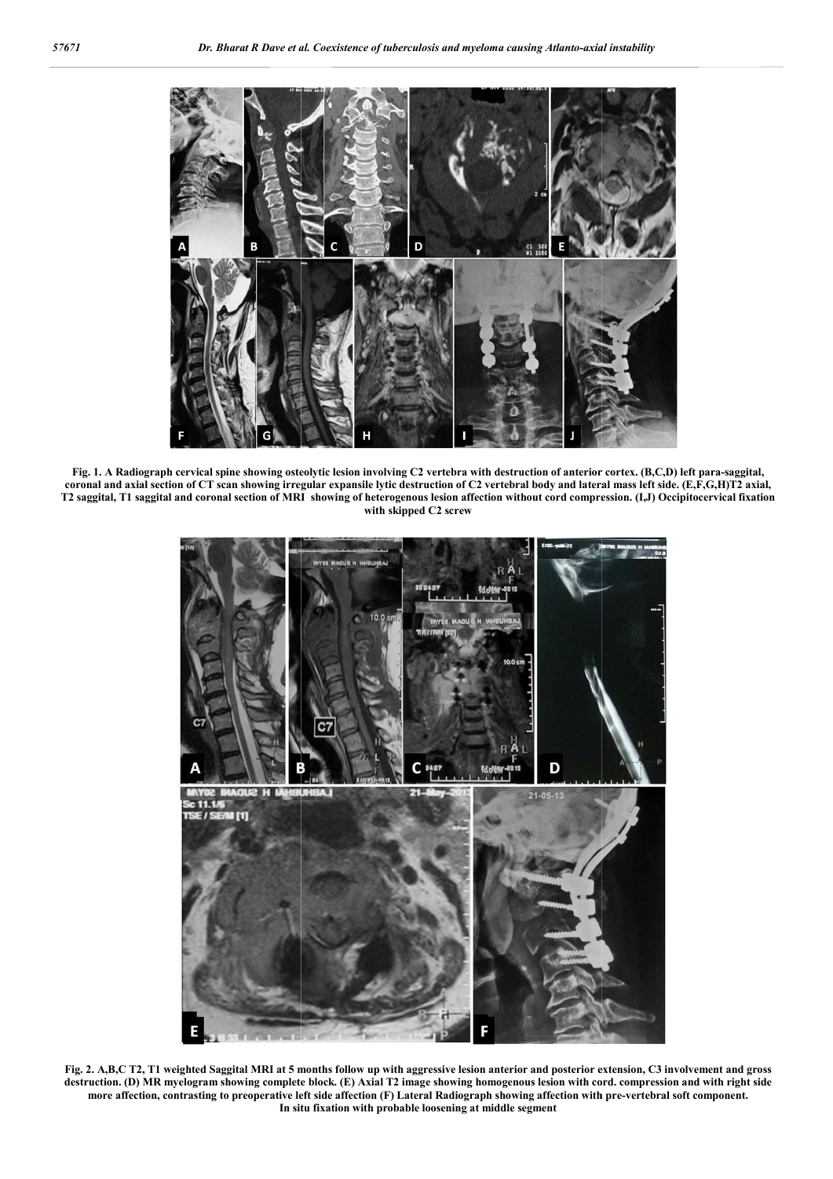**Fig. 1. A Radiograph cervical spine showing osteolytic lesion involving C2 vertebra with destruction of anterior cortex. (B,C,D) left para-saggital, coronal and axial section of CT scan showing irregular expansile lytic destruction of C2 vertebral body and lateral mass left side. (E,F,G,H)T2 axial, T2 saggital, T1 saggital and coronal section of MRI showing of heterogenous lesion affection without cord compression. (I,J) Occipitocervical fixation with skipped C2 screw**

**Fig. 2. A,B,C T2, T1 weighted Saggital MRI at 5 months follow up with aggressive lesion anterior and posterior extension, C3 involvement and gross destruction. (D) MR myelogram showing complete block. (E) Axial T2 image showing homogenous lesion with cord. compression and with right side more affection, contrasting to preoperative left side affection (F) Lateral Radiograph showing affection with pre-vertebral soft component. In situ fixation with probable loosening at middle segment**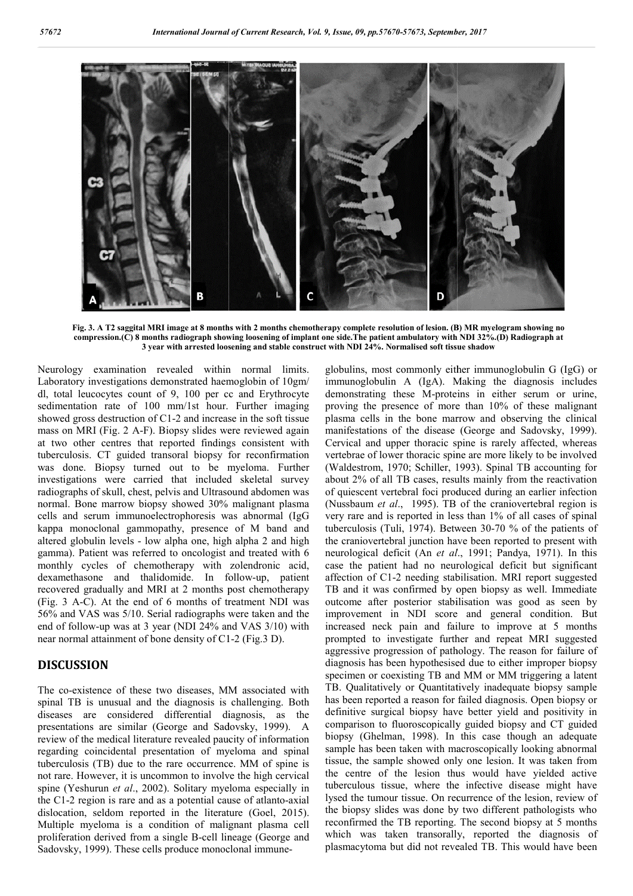Fig. 3. A T2 saggital MRI image at 8 months with 2 months chemotherapy complete resolution of lesion. (B) MR myelogram showing no compression.(C) 8 months radiograph showing loosening of implant one side.The patient ambulatory with NDI 32%.(D) Radiograph at 3 year with arrested loosening and stable construct with NDI 24%. Normalised soft tissue shadow

Neurology examination revealed within normal limits. Laboratory investigations demonstrated haemoglobin of 10gm/ dl, total leucocytes count of 9, 100 per cc and Erythrocyte sedimentation rate of 100 mm/1st hour. Further imaging showed gross destruction of C1-2 and increase in the soft tissue mass on MRI (Fig. 2 A-F). Biopsy slides were reviewed again at two other centres that reported findings consistent with tuberculosis. CT guided transoral biopsy for reconfirmation was done. Biopsy turned out to be myeloma. Further investigations were carried that included skeletal survey radiographs of skull, chest, pelvis and Ultrasound abdomen was normal. Bone marrow biopsy showed 30% malignant plasma cells and serum immunoelectrophoresis was abnormal (IgG kappa monoclonal gammopathy, presence of M band and altered globulin levels - low alpha one, high alpha 2 and high gamma). Patient was referred to oncologist and treated with 6 monthly cycles of chemotherapy with zolendronic acid, dexamethasone and thalidomide. In follow-up, patient recovered gradually and MRI at 2 months post chemotherapy (Fig. 3 A-C). At the end of 6 months of treatment NDI was 56% and VAS was 5/10. Serial radiographs were taken and the end of follow-up was at 3 year (NDI 24% and VAS 3/10) with near normal attainment of bone density of C1-2 (Fig.3 D).

## DISCUSSION

The co-existence of these two diseases, MM associated with spinal TB is unusual and the diagnosis is challenging. Both diseases are considered differential diagnosis, as the presentations are similar (George and Sadovsky, 1999). A review of the medical literature revealed paucity of information regarding coincidental presentation of myeloma and spinal tuberculosis (TB) due to the rare occurrence. MM of spine is not rare. However, it is uncommon to involve the high cervical spine (Yeshurun *et al*., 2002). Solitary myeloma especially in the C1-2 region is rare and as a potential cause of atlanto-axial dislocation, seldom reported in the literature (Goel, 2015). Multiple myeloma is a condition of malignant plasma cell proliferation derived from a single B-cell lineage (George and Sadovsky, 1999). These cells produce monoclonal immune-globulins, most commonly either immunoglobulin G (IgG) or immunoglobulin A (IgA). Making the diagnosis includes demonstrating these M-proteins in either serum or urine, proving the presence of more than 10% of these malignant plasma cells in the bone marrow and observing the clinical manifestations of the disease (George and Sadovsky, 1999). Cervical and upper thoracic spine is rarely affected, whereas vertebrae of lower thoracic spine are more likely to be involved (Waldestrom, 1970; Schiller, 1993). Spinal TB accounting for about 2% of all TB cases, results mainly from the reactivation of quiescent vertebral foci produced during an earlier infection (Nussbaum *et al*., 1995). TB of the craniovertebral region is very rare and is reported in less than 1% of all cases of spinal tuberculosis (Tuli, 1974). Between 30-70 % of the patients of the craniovertebral junction have been reported to present with neurological deficit (An *et al*., 1991; Pandya, 1971). In this case the patient had no neurological deficit but significant affection of C1-2 needing stabilisation. MRI report suggested TB and it was confirmed by open biopsy as well. Immediate outcome after posterior stabilisation was good as seen by improvement in NDI score and general condition. But increased neck pain and failure to improve at 5 months prompted to investigate further and repeat MRI suggested aggressive progression of pathology. The reason for failure of diagnosis has been hypothesised due to either improper biopsy specimen or coexisting TB and MM or MM triggering a latent TB. Qualitatively or Quantitatively inadequate biopsy sample has been reported a reason for failed diagnosis. Open biopsy or definitive surgical biopsy have better yield and positivity in comparison to fluoroscopically guided biopsy and CT guided biopsy (Ghelman, 1998). In this case though an adequate sample has been taken with macroscopically looking abnormal tissue, the sample showed only one lesion. It was taken from the centre of the lesion thus would have yielded active tuberculous tissue, where the infective disease might have lysed the tumour tissue. On recurrence of the lesion, review of the biopsy slides was done by two different pathologists who reconfirmed the TB reporting. The second biopsy at 5 months which was taken transorally, reported the diagnosis of plasmacytoma but did not revealed TB. This would have been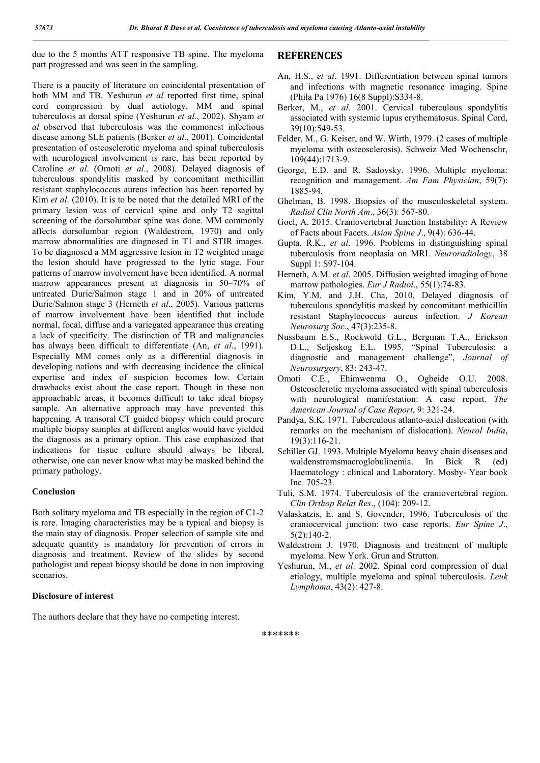due to the 5 months ATT responsive TB spine. The myeloma part progressed and was seen in the sampling.

There is a paucity of literature on coincidental presentation of both MM and TB. Yeshurun *et al* reported first time, spinal cord compression by dual aetiology, MM and spinal tuberculosis at dorsal spine (Yeshurun *et al*., 2002). Shyam *et al* observed that tuberculosis was the commonest infectious disease among SLE patients (Berker *et al*., 2001). Coincidental presentation of osteosclerotic myeloma and spinal tuberculosis with neurological involvement is rare, has been reported by Caroline *et al*. (Omoti *et al*., 2008). Delayed diagnosis of tuberculous spondylitis masked by concomitant methicillin resistant staphylococcus aureus infection has been reported by Kim *et al*. (2010). It is to be noted that the detailed MRI of the primary lesion was of cervical spine and only T2 sagittal screening of the dorsolumbar spine was done. MM commonly affects dorsolumbar region (Waldestrom, 1970) and only marrow abnormalities are diagnosed in T1 and STIR images. To be diagnosed a MM aggressive lesion in T2 weighted image the lesion should have progressed to the lytic stage. Four patterns of marrow involvement have been identified. A normal marrow appearances present at diagnosis in 50–70% of untreated Durie/Salmon stage 1 and in 20% of untreated Durie/Salmon stage 3 (Herneth *et al*., 2005). Various patterns of marrow involvement have been identified that include normal, focal, diffuse and a variegated appearance thus creating a lack of specificity. The distinction of TB and malignancies has always been difficult to differentiate (An, *et al*., 1991). Especially MM comes only as a differential diagnosis in developing nations and with decreasing incidence the clinical expertise and index of suspicion becomes low. Certain drawbacks exist about the case report. Though in these non approachable areas, it becomes difficult to take ideal biopsy sample. An alternative approach may have prevented this happening. A transoral CT guided biopsy which could procure multiple biopsy samples at different angles would have yielded the diagnosis as a primary option. This case emphasized that indications for tissue culture should always be liberal, otherwise, one can never know what may be masked behind the primary pathology.

### Conclusion

Both solitary myeloma and TB especially in the region of C1-2 is rare. Imaging characteristics may be a typical and biopsy is the main stay of diagnosis. Proper selection of sample site and adequate quantity is mandatory for prevention of errors in diagnosis and treatment. Review of the slides by second pathologist and repeat biopsy should be done in non improving scenarios.

### Disclosure of interest

The authors declare that they have no competing interest.

## REFERENCES

An, H.S., *et al*. 1991. Differentiation between spinal tumors and infections with magnetic resonance imaging. Spine (Phila Pa 1976) 16(8 Suppl):S334-8.

Berker, M., *et al*. 2001. Cervical tuberculous spondylitis associated with systemic lupus erythematosus. Spinal Cord, 39(10):549-53.

Felder, M., G. Keiser, and W. Wirth, 1979. (2 cases of multiple myeloma with osteosclerosis). Schweiz Med Wochenschr, 109(44):1713-9.

George, E.D. and R. Sadovsky. 1996. Multiple myeloma: recognition and management. *Am Fam Physician*, 59(7): 1885-94.

Ghelman, B. 1998. Biopsies of the musculoskeletal system. *Radiol Clin North Am*., 36(3): 567-80.

Goel, A. 2015. Craniovertebral Junction Instability: A Review of Facts about Facets. *Asian Spine J*., 9(4): 636-44.

Gupta, R.K., *et al*. 1996. Problems in distinguishing spinal tuberculosis from neoplasia on MRI. *Neuroradiology*, 38 Suppl 1: S97-104.

Herneth, A.M. *et al*. 2005. Diffusion weighted imaging of bone marrow pathologies. *Eur J Radiol*., 55(1):74-83.

Kim, Y.M. and J.H. Cha, 2010. Delayed diagnosis of tuberculous spondylitis masked by concomitant methicillin resistant Staphylococcus aureus infection. *J Korean Neurosurg Soc*., 47(3):235-8.

Nussbaum E.S., Rockwold G.L., Bergman T.A., Erickson D.L., Seljeskog E.L. 1995. "Spinal Tuberculosis: a diagnostic and management challenge", *Journal of Neurosurgery*, 83: 243-47.

Omoti C.E., Ehimwenma O., Ogbeide O.U. 2008. Osteosclerotic myeloma associated with spinal tuberculosis with neurological manifestation: A case report. *The American Journal of Case Report*, 9: 321-24.

Pandya, S.K. 1971. Tuberculous atlanto-axial dislocation (with remarks on the mechanism of dislocation). *Neurol India*, 19(3):116-21.

Schiller GJ. 1993. Multiple Myeloma heavy chain diseases and waldenstromsmacroglobulinemia. In Bick R (ed) Haematology : clinical and Laboratory. Mosby- Year book Inc. 705-23.

Tuli, S.M. 1974. Tuberculosis of the craniovertebral region. *Clin Orthop Relat Res*., (104): 209-12.

Valaskatzis, E. and S. Govender, 1996. Tuberculosis of the craniocervical junction: two case reports. *Eur Spine J*., 5(2):140-2.

Waldestrom J. 1970. Diagnosis and treatment of multiple myeloma. New York. Grun and Strutton.

Yeshurun, M., *et al*. 2002. Spinal cord compression of dual etiology, multiple myeloma and spinal tuberculosis. *Leuk Lymphoma*, 43(2): 427-8.

*******